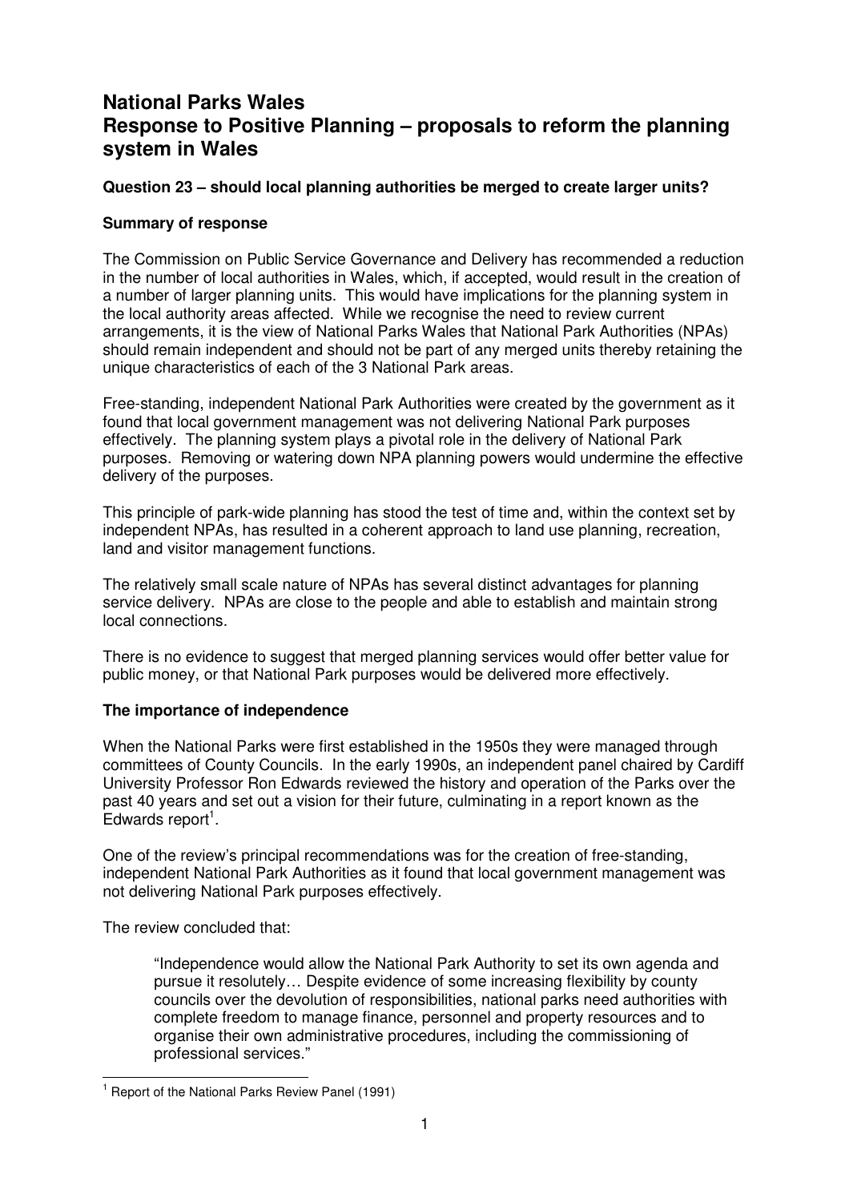# National Parks Wales
# Response to Positive Planning – proposals to reform the planning system in Wales

**Question 23 – should local planning authorities be merged to create larger units?**

**Summary of response**

The Commission on Public Service Governance and Delivery has recommended a reduction in the number of local authorities in Wales, which, if accepted, would result in the creation of a number of larger planning units. This would have implications for the planning system in the local authority areas affected. While we recognise the need to review current arrangements, it is the view of National Parks Wales that National Park Authorities (NPAs) should remain independent and should not be part of any merged units thereby retaining the unique characteristics of each of the 3 National Park areas.

Free-standing, independent National Park Authorities were created by the government as it found that local government management was not delivering National Park purposes effectively. The planning system plays a pivotal role in the delivery of National Park purposes. Removing or watering down NPA planning powers would undermine the effective delivery of the purposes.

This principle of park-wide planning has stood the test of time and, within the context set by independent NPAs, has resulted in a coherent approach to land use planning, recreation, land and visitor management functions.

The relatively small scale nature of NPAs has several distinct advantages for planning service delivery. NPAs are close to the people and able to establish and maintain strong local connections.

There is no evidence to suggest that merged planning services would offer better value for public money, or that National Park purposes would be delivered more effectively.

**The importance of independence**

When the National Parks were first established in the 1950s they were managed through committees of County Councils. In the early 1990s, an independent panel chaired by Cardiff University Professor Ron Edwards reviewed the history and operation of the Parks over the past 40 years and set out a vision for their future, culminating in a report known as the Edwards report[1].

One of the review's principal recommendations was for the creation of free-standing, independent National Park Authorities as it found that local government management was not delivering National Park purposes effectively.

The review concluded that:

> "Independence would allow the National Park Authority to set its own agenda and pursue it resolutely… Despite evidence of some increasing flexibility by county councils over the devolution of responsibilities, national parks need authorities with complete freedom to manage finance, personnel and property resources and to organise their own administrative procedures, including the commissioning of professional services."

[1] Report of the National Parks Review Panel (1991)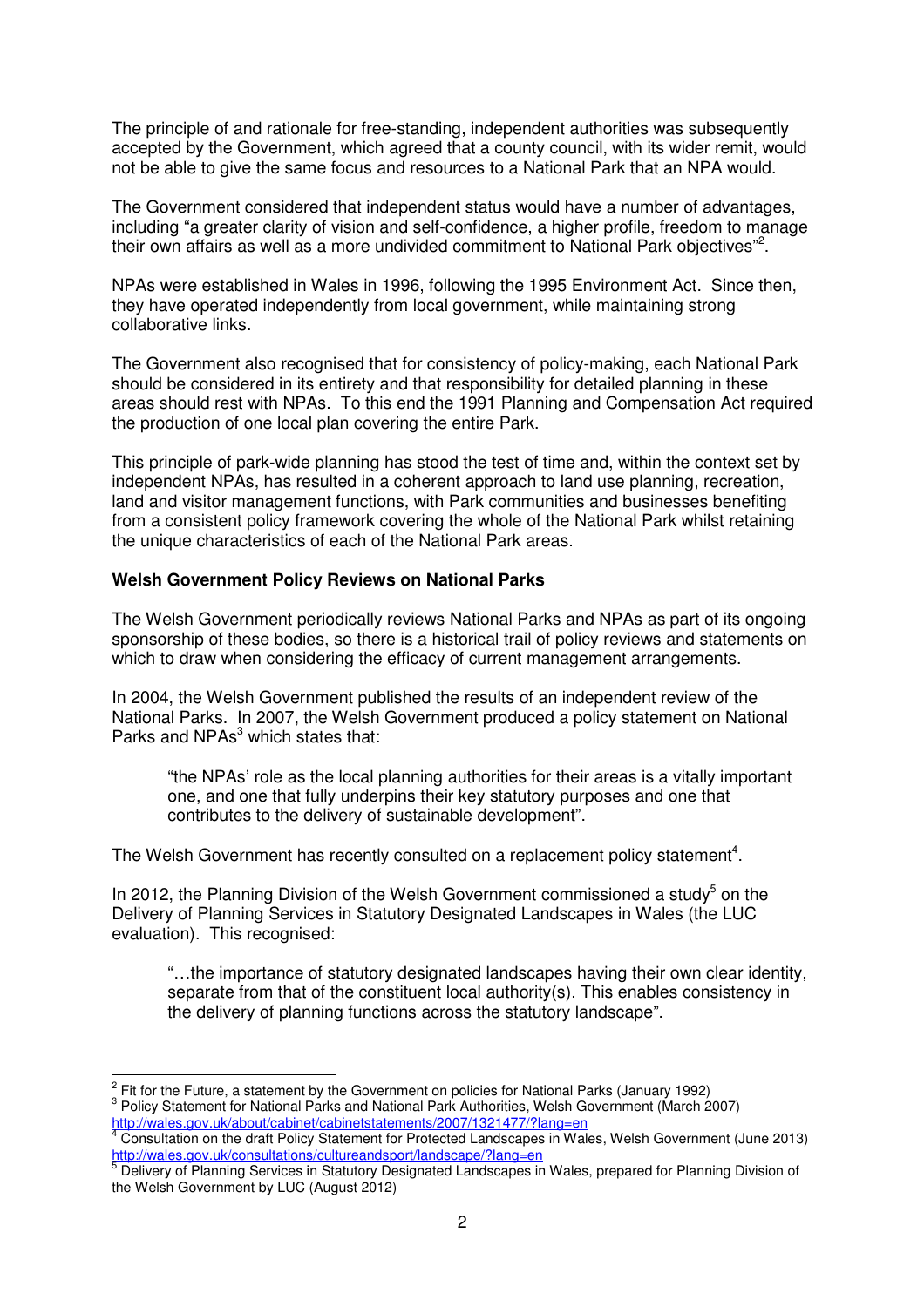The principle of and rationale for free-standing, independent authorities was subsequently accepted by the Government, which agreed that a county council, with its wider remit, would not be able to give the same focus and resources to a National Park that an NPA would.

The Government considered that independent status would have a number of advantages, including "a greater clarity of vision and self-confidence, a higher profile, freedom to manage their own affairs as well as a more undivided commitment to National Park objectives"[2].

NPAs were established in Wales in 1996, following the 1995 Environment Act. Since then, they have operated independently from local government, while maintaining strong collaborative links.

The Government also recognised that for consistency of policy-making, each National Park should be considered in its entirety and that responsibility for detailed planning in these areas should rest with NPAs. To this end the 1991 Planning and Compensation Act required the production of one local plan covering the entire Park.

This principle of park-wide planning has stood the test of time and, within the context set by independent NPAs, has resulted in a coherent approach to land use planning, recreation, land and visitor management functions, with Park communities and businesses benefiting from a consistent policy framework covering the whole of the National Park whilst retaining the unique characteristics of each of the National Park areas.

**Welsh Government Policy Reviews on National Parks**

The Welsh Government periodically reviews National Parks and NPAs as part of its ongoing sponsorship of these bodies, so there is a historical trail of policy reviews and statements on which to draw when considering the efficacy of current management arrangements.

In 2004, the Welsh Government published the results of an independent review of the National Parks. In 2007, the Welsh Government produced a policy statement on National Parks and NPAs[3] which states that:

> "the NPAs' role as the local planning authorities for their areas is a vitally important one, and one that fully underpins their key statutory purposes and one that contributes to the delivery of sustainable development".

The Welsh Government has recently consulted on a replacement policy statement[4].

In 2012, the Planning Division of the Welsh Government commissioned a study[5] on the Delivery of Planning Services in Statutory Designated Landscapes in Wales (the LUC evaluation). This recognised:

> "…the importance of statutory designated landscapes having their own clear identity, separate from that of the constituent local authority(s). This enables consistency in the delivery of planning functions across the statutory landscape".

---

[2] Fit for the Future, a statement by the Government on policies for National Parks (January 1992)

[3] Policy Statement for National Parks and National Park Authorities, Welsh Government (March 2007) http://wales.gov.uk/about/cabinet/cabinetstatements/2007/1321477/?lang=en

[4] Consultation on the draft Policy Statement for Protected Landscapes in Wales, Welsh Government (June 2013) http://wales.gov.uk/consultations/cultureandsport/landscape/?lang=en

[5] Delivery of Planning Services in Statutory Designated Landscapes in Wales, prepared for Planning Division of the Welsh Government by LUC (August 2012)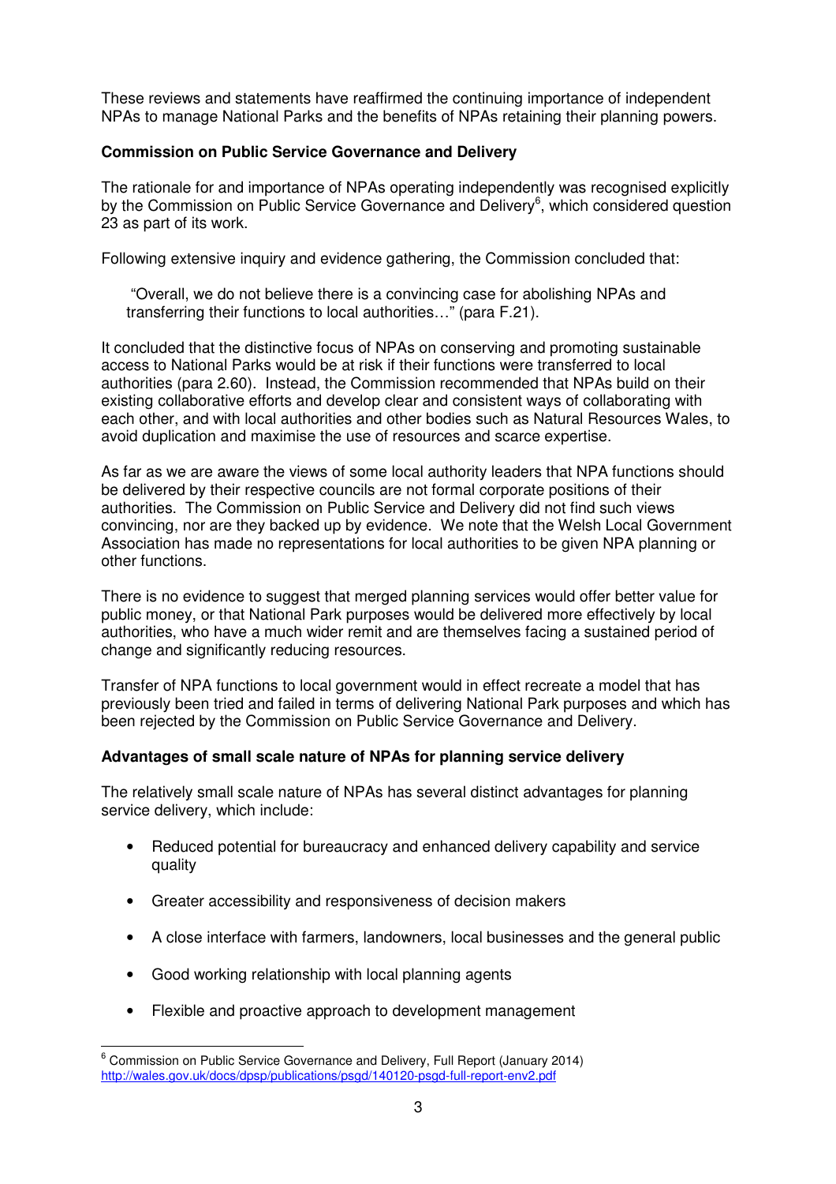These reviews and statements have reaffirmed the continuing importance of independent NPAs to manage National Parks and the benefits of NPAs retaining their planning powers.

**Commission on Public Service Governance and Delivery**

The rationale for and importance of NPAs operating independently was recognised explicitly by the Commission on Public Service Governance and Delivery[6], which considered question 23 as part of its work.

Following extensive inquiry and evidence gathering, the Commission concluded that:

> "Overall, we do not believe there is a convincing case for abolishing NPAs and transferring their functions to local authorities…" (para F.21).

It concluded that the distinctive focus of NPAs on conserving and promoting sustainable access to National Parks would be at risk if their functions were transferred to local authorities (para 2.60). Instead, the Commission recommended that NPAs build on their existing collaborative efforts and develop clear and consistent ways of collaborating with each other, and with local authorities and other bodies such as Natural Resources Wales, to avoid duplication and maximise the use of resources and scarce expertise.

As far as we are aware the views of some local authority leaders that NPA functions should be delivered by their respective councils are not formal corporate positions of their authorities. The Commission on Public Service and Delivery did not find such views convincing, nor are they backed up by evidence. We note that the Welsh Local Government Association has made no representations for local authorities to be given NPA planning or other functions.

There is no evidence to suggest that merged planning services would offer better value for public money, or that National Park purposes would be delivered more effectively by local authorities, who have a much wider remit and are themselves facing a sustained period of change and significantly reducing resources.

Transfer of NPA functions to local government would in effect recreate a model that has previously been tried and failed in terms of delivering National Park purposes and which has been rejected by the Commission on Public Service Governance and Delivery.

**Advantages of small scale nature of NPAs for planning service delivery**

The relatively small scale nature of NPAs has several distinct advantages for planning service delivery, which include:

- Reduced potential for bureaucracy and enhanced delivery capability and service quality
- Greater accessibility and responsiveness of decision makers
- A close interface with farmers, landowners, local businesses and the general public
- Good working relationship with local planning agents
- Flexible and proactive approach to development management

---

[6] Commission on Public Service Governance and Delivery, Full Report (January 2014) http://wales.gov.uk/docs/dpsp/publications/psgd/140120-psgd-full-report-env2.pdf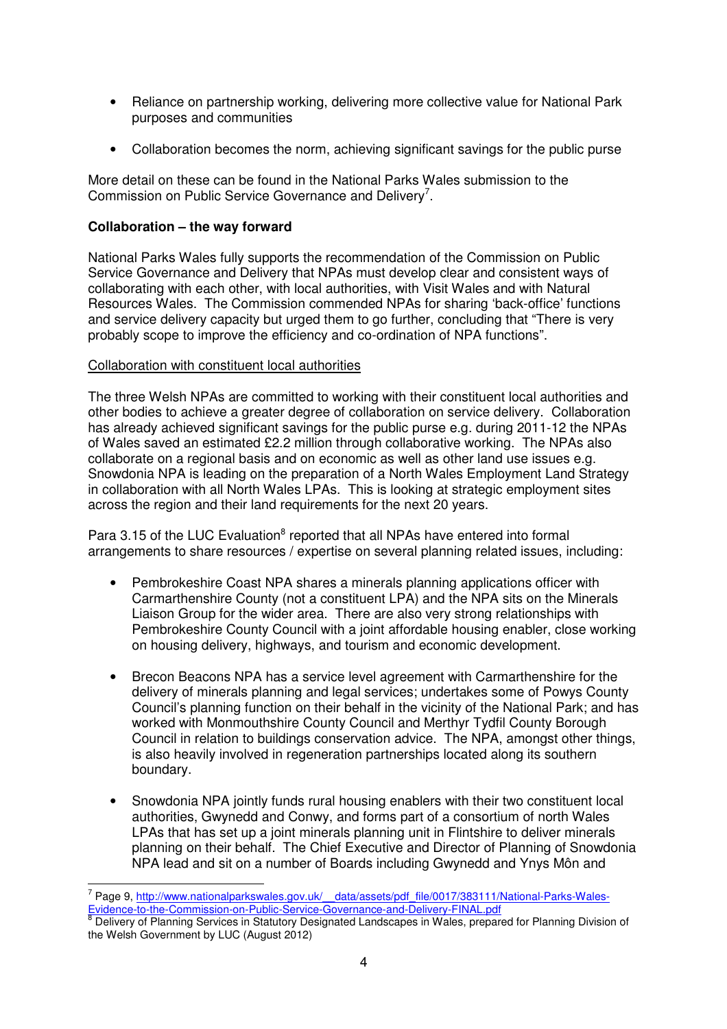- Reliance on partnership working, delivering more collective value for National Park purposes and communities

- Collaboration becomes the norm, achieving significant savings for the public purse

More detail on these can be found in the National Parks Wales submission to the Commission on Public Service Governance and Delivery[7].

**Collaboration – the way forward**

National Parks Wales fully supports the recommendation of the Commission on Public Service Governance and Delivery that NPAs must develop clear and consistent ways of collaborating with each other, with local authorities, with Visit Wales and with Natural Resources Wales. The Commission commended NPAs for sharing 'back-office' functions and service delivery capacity but urged them to go further, concluding that "There is very probably scope to improve the efficiency and co-ordination of NPA functions".

Collaboration with constituent local authorities

The three Welsh NPAs are committed to working with their constituent local authorities and other bodies to achieve a greater degree of collaboration on service delivery. Collaboration has already achieved significant savings for the public purse e.g. during 2011-12 the NPAs of Wales saved an estimated £2.2 million through collaborative working. The NPAs also collaborate on a regional basis and on economic as well as other land use issues e.g. Snowdonia NPA is leading on the preparation of a North Wales Employment Land Strategy in collaboration with all North Wales LPAs. This is looking at strategic employment sites across the region and their land requirements for the next 20 years.

Para 3.15 of the LUC Evaluation[8] reported that all NPAs have entered into formal arrangements to share resources / expertise on several planning related issues, including:

- Pembrokeshire Coast NPA shares a minerals planning applications officer with Carmarthenshire County (not a constituent LPA) and the NPA sits on the Minerals Liaison Group for the wider area. There are also very strong relationships with Pembrokeshire County Council with a joint affordable housing enabler, close working on housing delivery, highways, and tourism and economic development.

- Brecon Beacons NPA has a service level agreement with Carmarthenshire for the delivery of minerals planning and legal services; undertakes some of Powys County Council's planning function on their behalf in the vicinity of the National Park; and has worked with Monmouthshire County Council and Merthyr Tydfil County Borough Council in relation to buildings conservation advice. The NPA, amongst other things, is also heavily involved in regeneration partnerships located along its southern boundary.

- Snowdonia NPA jointly funds rural housing enablers with their two constituent local authorities, Gwynedd and Conwy, and forms part of a consortium of north Wales LPAs that has set up a joint minerals planning unit in Flintshire to deliver minerals planning on their behalf. The Chief Executive and Director of Planning of Snowdonia NPA lead and sit on a number of Boards including Gwynedd and Ynys Môn and

[7] Page 9, http://www.nationalparkswales.gov.uk/__data/assets/pdf_file/0017/383111/National-Parks-Wales-Evidence-to-the-Commission-on-Public-Service-Governance-and-Delivery-FINAL.pdf

[8] Delivery of Planning Services in Statutory Designated Landscapes in Wales, prepared for Planning Division of the Welsh Government by LUC (August 2012)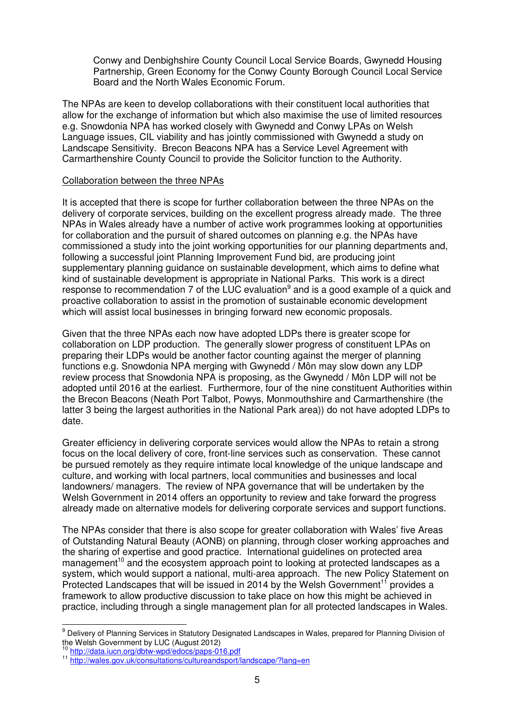Conwy and Denbighshire County Council Local Service Boards, Gwynedd Housing Partnership, Green Economy for the Conwy County Borough Council Local Service Board and the North Wales Economic Forum.

The NPAs are keen to develop collaborations with their constituent local authorities that allow for the exchange of information but which also maximise the use of limited resources e.g. Snowdonia NPA has worked closely with Gwynedd and Conwy LPAs on Welsh Language issues, CIL viability and has jointly commissioned with Gwynedd a study on Landscape Sensitivity. Brecon Beacons NPA has a Service Level Agreement with Carmarthenshire County Council to provide the Solicitor function to the Authority.

<u>Collaboration between the three NPAs</u>

It is accepted that there is scope for further collaboration between the three NPAs on the delivery of corporate services, building on the excellent progress already made. The three NPAs in Wales already have a number of active work programmes looking at opportunities for collaboration and the pursuit of shared outcomes on planning e.g. the NPAs have commissioned a study into the joint working opportunities for our planning departments and, following a successful joint Planning Improvement Fund bid, are producing joint supplementary planning guidance on sustainable development, which aims to define what kind of sustainable development is appropriate in National Parks. This work is a direct response to recommendation 7 of the LUC evaluation[9] and is a good example of a quick and proactive collaboration to assist in the promotion of sustainable economic development which will assist local businesses in bringing forward new economic proposals.

Given that the three NPAs each now have adopted LDPs there is greater scope for collaboration on LDP production. The generally slower progress of constituent LPAs on preparing their LDPs would be another factor counting against the merger of planning functions e.g. Snowdonia NPA merging with Gwynedd / Môn may slow down any LDP review process that Snowdonia NPA is proposing, as the Gwynedd / Môn LDP will not be adopted until 2016 at the earliest. Furthermore, four of the nine constituent Authorities within the Brecon Beacons (Neath Port Talbot, Powys, Monmouthshire and Carmarthenshire (the latter 3 being the largest authorities in the National Park area)) do not have adopted LDPs to date.

Greater efficiency in delivering corporate services would allow the NPAs to retain a strong focus on the local delivery of core, front-line services such as conservation. These cannot be pursued remotely as they require intimate local knowledge of the unique landscape and culture, and working with local partners, local communities and businesses and local landowners/ managers. The review of NPA governance that will be undertaken by the Welsh Government in 2014 offers an opportunity to review and take forward the progress already made on alternative models for delivering corporate services and support functions.

The NPAs consider that there is also scope for greater collaboration with Wales' five Areas of Outstanding Natural Beauty (AONB) on planning, through closer working approaches and the sharing of expertise and good practice. International guidelines on protected area management[10] and the ecosystem approach point to looking at protected landscapes as a system, which would support a national, multi-area approach. The new Policy Statement on Protected Landscapes that will be issued in 2014 by the Welsh Government[11] provides a framework to allow productive discussion to take place on how this might be achieved in practice, including through a single management plan for all protected landscapes in Wales.

---

[9] Delivery of Planning Services in Statutory Designated Landscapes in Wales, prepared for Planning Division of the Welsh Government by LUC (August 2012)

[10] http://data.iucn.org/dbtw-wpd/edocs/paps-016.pdf

[11] http://wales.gov.uk/consultations/cultureandsport/landscape/?lang=en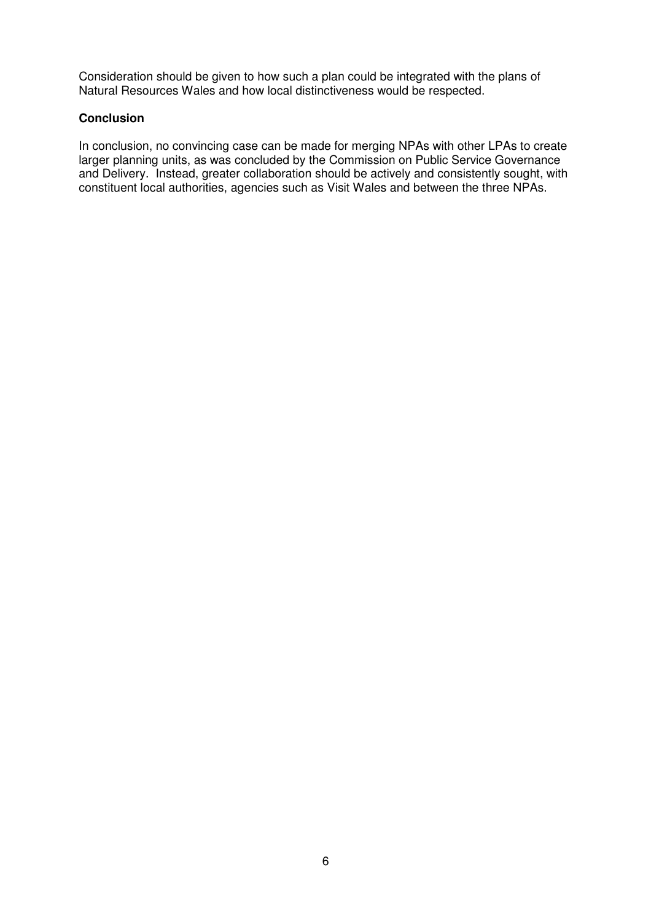Consideration should be given to how such a plan could be integrated with the plans of Natural Resources Wales and how local distinctiveness would be respected.

**Conclusion**

In conclusion, no convincing case can be made for merging NPAs with other LPAs to create larger planning units, as was concluded by the Commission on Public Service Governance and Delivery. Instead, greater collaboration should be actively and consistently sought, with constituent local authorities, agencies such as Visit Wales and between the three NPAs.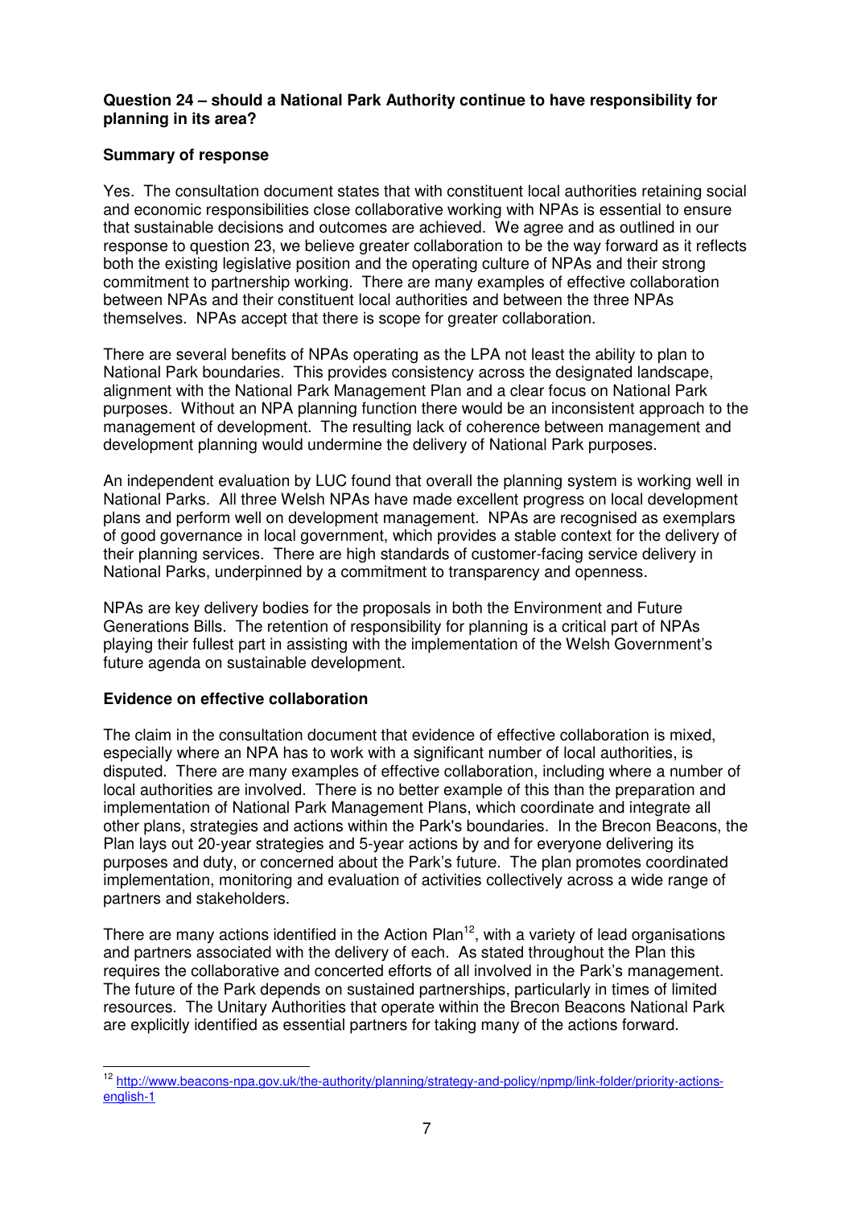**Question 24 – should a National Park Authority continue to have responsibility for planning in its area?**

**Summary of response**

Yes. The consultation document states that with constituent local authorities retaining social and economic responsibilities close collaborative working with NPAs is essential to ensure that sustainable decisions and outcomes are achieved. We agree and as outlined in our response to question 23, we believe greater collaboration to be the way forward as it reflects both the existing legislative position and the operating culture of NPAs and their strong commitment to partnership working. There are many examples of effective collaboration between NPAs and their constituent local authorities and between the three NPAs themselves. NPAs accept that there is scope for greater collaboration.

There are several benefits of NPAs operating as the LPA not least the ability to plan to National Park boundaries. This provides consistency across the designated landscape, alignment with the National Park Management Plan and a clear focus on National Park purposes. Without an NPA planning function there would be an inconsistent approach to the management of development. The resulting lack of coherence between management and development planning would undermine the delivery of National Park purposes.

An independent evaluation by LUC found that overall the planning system is working well in National Parks. All three Welsh NPAs have made excellent progress on local development plans and perform well on development management. NPAs are recognised as exemplars of good governance in local government, which provides a stable context for the delivery of their planning services. There are high standards of customer-facing service delivery in National Parks, underpinned by a commitment to transparency and openness.

NPAs are key delivery bodies for the proposals in both the Environment and Future Generations Bills. The retention of responsibility for planning is a critical part of NPAs playing their fullest part in assisting with the implementation of the Welsh Government's future agenda on sustainable development.

**Evidence on effective collaboration**

The claim in the consultation document that evidence of effective collaboration is mixed, especially where an NPA has to work with a significant number of local authorities, is disputed. There are many examples of effective collaboration, including where a number of local authorities are involved. There is no better example of this than the preparation and implementation of National Park Management Plans, which coordinate and integrate all other plans, strategies and actions within the Park's boundaries. In the Brecon Beacons, the Plan lays out 20-year strategies and 5-year actions by and for everyone delivering its purposes and duty, or concerned about the Park's future. The plan promotes coordinated implementation, monitoring and evaluation of activities collectively across a wide range of partners and stakeholders.

There are many actions identified in the Action Plan[12], with a variety of lead organisations and partners associated with the delivery of each. As stated throughout the Plan this requires the collaborative and concerted efforts of all involved in the Park's management. The future of the Park depends on sustained partnerships, particularly in times of limited resources. The Unitary Authorities that operate within the Brecon Beacons National Park are explicitly identified as essential partners for taking many of the actions forward.

---

[12] http://www.beacons-npa.gov.uk/the-authority/planning/strategy-and-policy/npmp/link-folder/priority-actions-english-1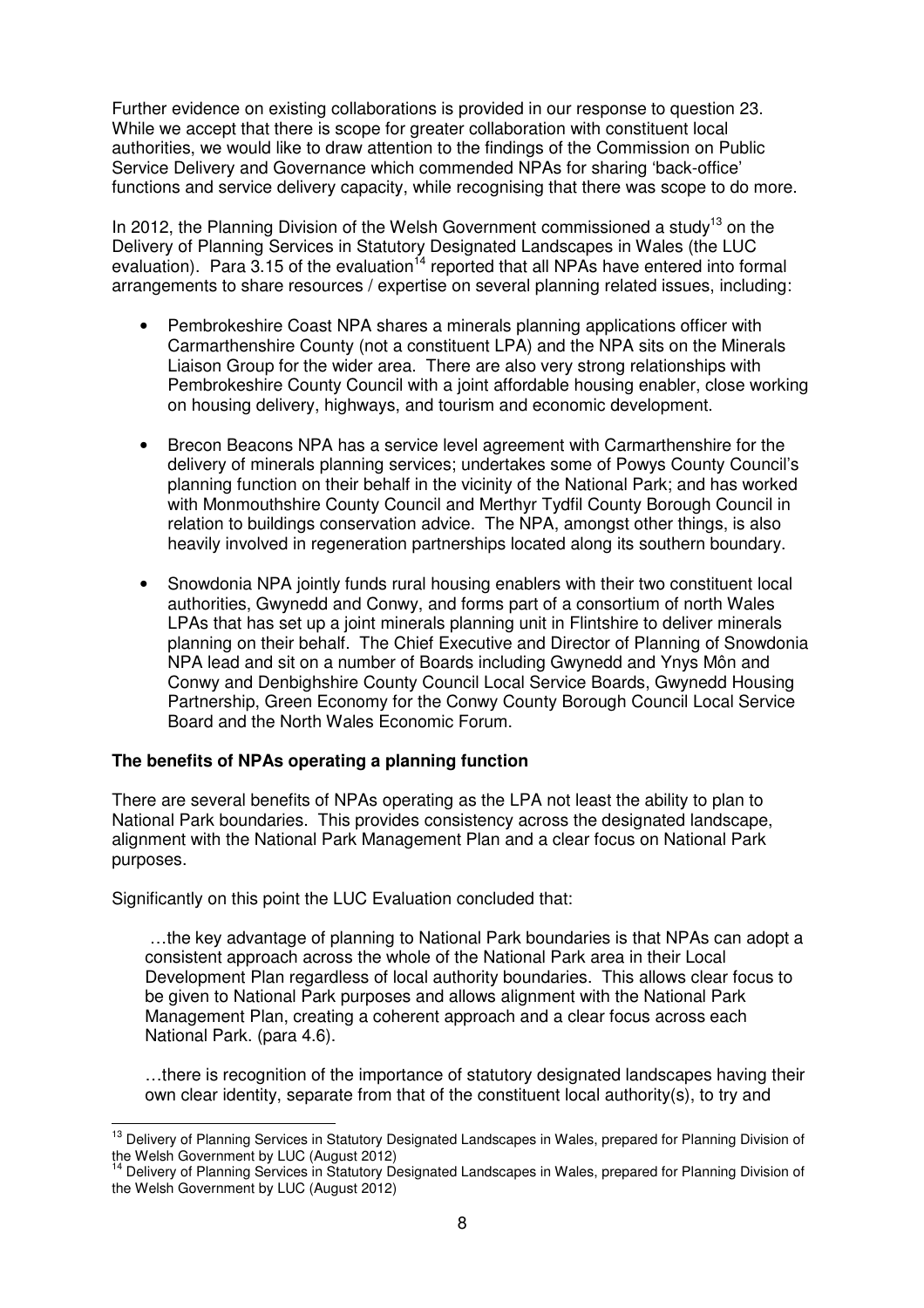Further evidence on existing collaborations is provided in our response to question 23. While we accept that there is scope for greater collaboration with constituent local authorities, we would like to draw attention to the findings of the Commission on Public Service Delivery and Governance which commended NPAs for sharing 'back-office' functions and service delivery capacity, while recognising that there was scope to do more.

In 2012, the Planning Division of the Welsh Government commissioned a study[13] on the Delivery of Planning Services in Statutory Designated Landscapes in Wales (the LUC evaluation). Para 3.15 of the evaluation[14] reported that all NPAs have entered into formal arrangements to share resources / expertise on several planning related issues, including:

- Pembrokeshire Coast NPA shares a minerals planning applications officer with Carmarthenshire County (not a constituent LPA) and the NPA sits on the Minerals Liaison Group for the wider area. There are also very strong relationships with Pembrokeshire County Council with a joint affordable housing enabler, close working on housing delivery, highways, and tourism and economic development.

- Brecon Beacons NPA has a service level agreement with Carmarthenshire for the delivery of minerals planning services; undertakes some of Powys County Council's planning function on their behalf in the vicinity of the National Park; and has worked with Monmouthshire County Council and Merthyr Tydfil County Borough Council in relation to buildings conservation advice. The NPA, amongst other things, is also heavily involved in regeneration partnerships located along its southern boundary.

- Snowdonia NPA jointly funds rural housing enablers with their two constituent local authorities, Gwynedd and Conwy, and forms part of a consortium of north Wales LPAs that has set up a joint minerals planning unit in Flintshire to deliver minerals planning on their behalf. The Chief Executive and Director of Planning of Snowdonia NPA lead and sit on a number of Boards including Gwynedd and Ynys Môn and Conwy and Denbighshire County Council Local Service Boards, Gwynedd Housing Partnership, Green Economy for the Conwy County Borough Council Local Service Board and the North Wales Economic Forum.

**The benefits of NPAs operating a planning function**

There are several benefits of NPAs operating as the LPA not least the ability to plan to National Park boundaries. This provides consistency across the designated landscape, alignment with the National Park Management Plan and a clear focus on National Park purposes.

Significantly on this point the LUC Evaluation concluded that:

> …the key advantage of planning to National Park boundaries is that NPAs can adopt a consistent approach across the whole of the National Park area in their Local Development Plan regardless of local authority boundaries. This allows clear focus to be given to National Park purposes and allows alignment with the National Park Management Plan, creating a coherent approach and a clear focus across each National Park. (para 4.6).
>
> …there is recognition of the importance of statutory designated landscapes having their own clear identity, separate from that of the constituent local authority(s), to try and

---

[13] Delivery of Planning Services in Statutory Designated Landscapes in Wales, prepared for Planning Division of the Welsh Government by LUC (August 2012)

[14] Delivery of Planning Services in Statutory Designated Landscapes in Wales, prepared for Planning Division of the Welsh Government by LUC (August 2012)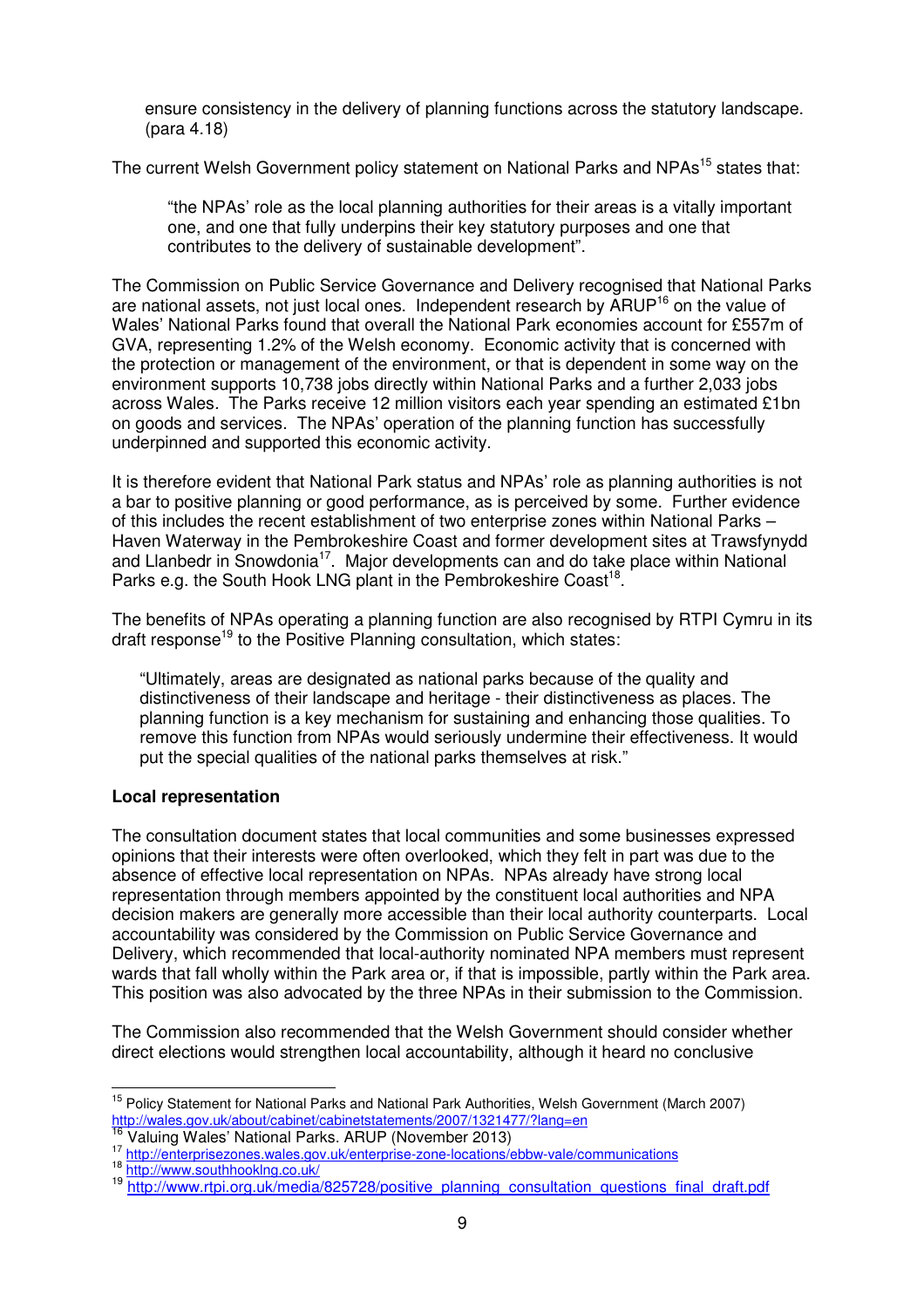> ensure consistency in the delivery of planning functions across the statutory landscape. (para 4.18)

The current Welsh Government policy statement on National Parks and NPAs[15] states that:

> "the NPAs' role as the local planning authorities for their areas is a vitally important one, and one that fully underpins their key statutory purposes and one that contributes to the delivery of sustainable development".

The Commission on Public Service Governance and Delivery recognised that National Parks are national assets, not just local ones. Independent research by ARUP[16] on the value of Wales' National Parks found that overall the National Park economies account for £557m of GVA, representing 1.2% of the Welsh economy. Economic activity that is concerned with the protection or management of the environment, or that is dependent in some way on the environment supports 10,738 jobs directly within National Parks and a further 2,033 jobs across Wales. The Parks receive 12 million visitors each year spending an estimated £1bn on goods and services. The NPAs' operation of the planning function has successfully underpinned and supported this economic activity.

It is therefore evident that National Park status and NPAs' role as planning authorities is not a bar to positive planning or good performance, as is perceived by some. Further evidence of this includes the recent establishment of two enterprise zones within National Parks – Haven Waterway in the Pembrokeshire Coast and former development sites at Trawsfynydd and Llanbedr in Snowdonia[17]. Major developments can and do take place within National Parks e.g. the South Hook LNG plant in the Pembrokeshire Coast[18].

The benefits of NPAs operating a planning function are also recognised by RTPI Cymru in its draft response[19] to the Positive Planning consultation, which states:

> "Ultimately, areas are designated as national parks because of the quality and distinctiveness of their landscape and heritage - their distinctiveness as places. The planning function is a key mechanism for sustaining and enhancing those qualities. To remove this function from NPAs would seriously undermine their effectiveness. It would put the special qualities of the national parks themselves at risk."

**Local representation**

The consultation document states that local communities and some businesses expressed opinions that their interests were often overlooked, which they felt in part was due to the absence of effective local representation on NPAs. NPAs already have strong local representation through members appointed by the constituent local authorities and NPA decision makers are generally more accessible than their local authority counterparts. Local accountability was considered by the Commission on Public Service Governance and Delivery, which recommended that local-authority nominated NPA members must represent wards that fall wholly within the Park area or, if that is impossible, partly within the Park area. This position was also advocated by the three NPAs in their submission to the Commission.

The Commission also recommended that the Welsh Government should consider whether direct elections would strengthen local accountability, although it heard no conclusive

---

[15] Policy Statement for National Parks and National Park Authorities, Welsh Government (March 2007) http://wales.gov.uk/about/cabinet/cabinetstatements/2007/1321477/?lang=en

[16] Valuing Wales' National Parks. ARUP (November 2013)

[17] http://enterprisezones.wales.gov.uk/enterprise-zone-locations/ebbw-vale/communications

[18] http://www.southhooklng.co.uk/

[19] http://www.rtpi.org.uk/media/825728/positive_planning_consultation_questions_final_draft.pdf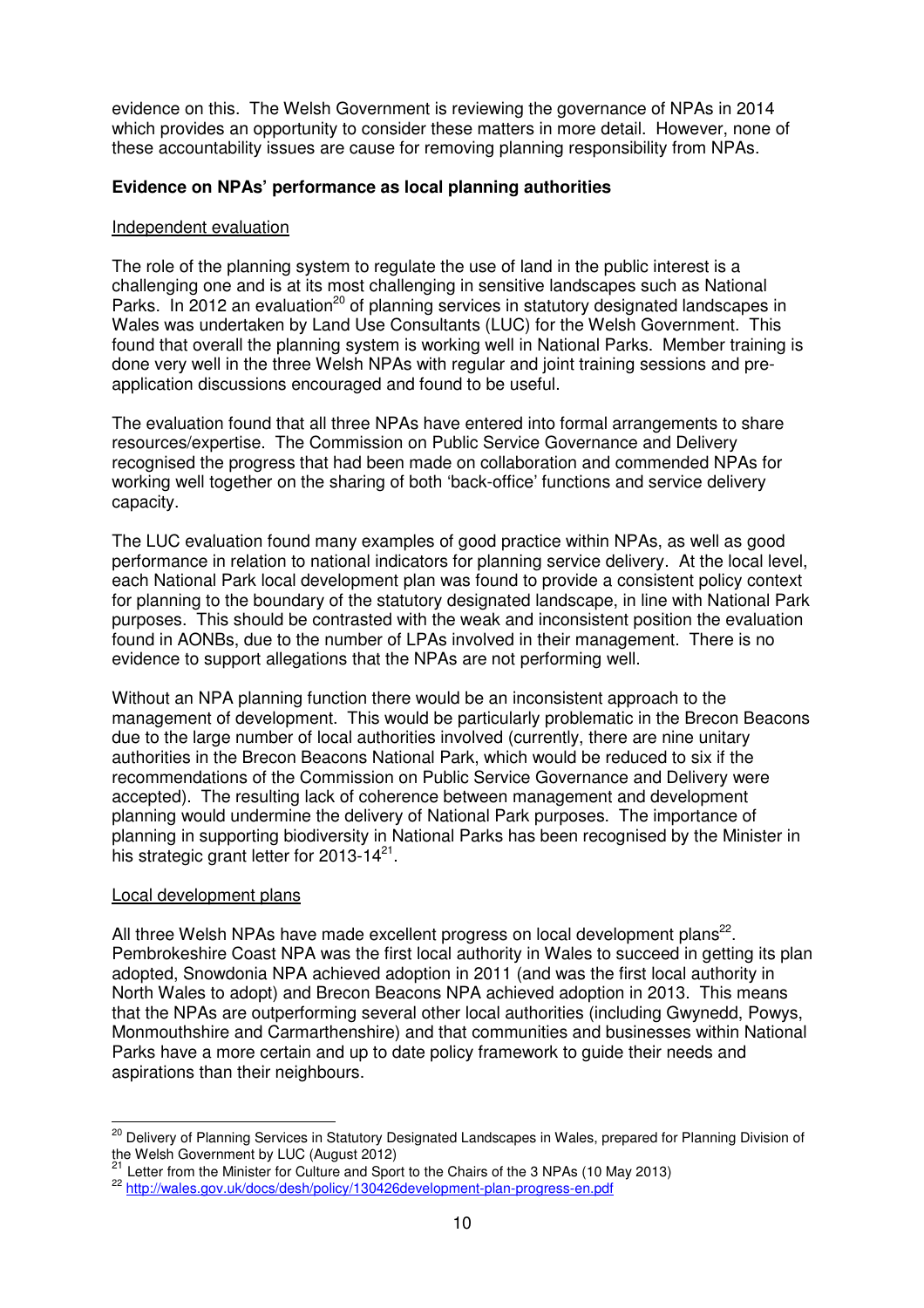evidence on this. The Welsh Government is reviewing the governance of NPAs in 2014 which provides an opportunity to consider these matters in more detail. However, none of these accountability issues are cause for removing planning responsibility from NPAs.

**Evidence on NPAs' performance as local planning authorities**

Independent evaluation

The role of the planning system to regulate the use of land in the public interest is a challenging one and is at its most challenging in sensitive landscapes such as National Parks. In 2012 an evaluation[20] of planning services in statutory designated landscapes in Wales was undertaken by Land Use Consultants (LUC) for the Welsh Government. This found that overall the planning system is working well in National Parks. Member training is done very well in the three Welsh NPAs with regular and joint training sessions and pre-application discussions encouraged and found to be useful.

The evaluation found that all three NPAs have entered into formal arrangements to share resources/expertise. The Commission on Public Service Governance and Delivery recognised the progress that had been made on collaboration and commended NPAs for working well together on the sharing of both 'back-office' functions and service delivery capacity.

The LUC evaluation found many examples of good practice within NPAs, as well as good performance in relation to national indicators for planning service delivery. At the local level, each National Park local development plan was found to provide a consistent policy context for planning to the boundary of the statutory designated landscape, in line with National Park purposes. This should be contrasted with the weak and inconsistent position the evaluation found in AONBs, due to the number of LPAs involved in their management. There is no evidence to support allegations that the NPAs are not performing well.

Without an NPA planning function there would be an inconsistent approach to the management of development. This would be particularly problematic in the Brecon Beacons due to the large number of local authorities involved (currently, there are nine unitary authorities in the Brecon Beacons National Park, which would be reduced to six if the recommendations of the Commission on Public Service Governance and Delivery were accepted). The resulting lack of coherence between management and development planning would undermine the delivery of National Park purposes. The importance of planning in supporting biodiversity in National Parks has been recognised by the Minister in his strategic grant letter for 2013-14[21].

Local development plans

All three Welsh NPAs have made excellent progress on local development plans[22]. Pembrokeshire Coast NPA was the first local authority in Wales to succeed in getting its plan adopted, Snowdonia NPA achieved adoption in 2011 (and was the first local authority in North Wales to adopt) and Brecon Beacons NPA achieved adoption in 2013. This means that the NPAs are outperforming several other local authorities (including Gwynedd, Powys, Monmouthshire and Carmarthenshire) and that communities and businesses within National Parks have a more certain and up to date policy framework to guide their needs and aspirations than their neighbours.

---

[20] Delivery of Planning Services in Statutory Designated Landscapes in Wales, prepared for Planning Division of the Welsh Government by LUC (August 2012)

[21] Letter from the Minister for Culture and Sport to the Chairs of the 3 NPAs (10 May 2013)

[22] http://wales.gov.uk/docs/desh/policy/130426development-plan-progress-en.pdf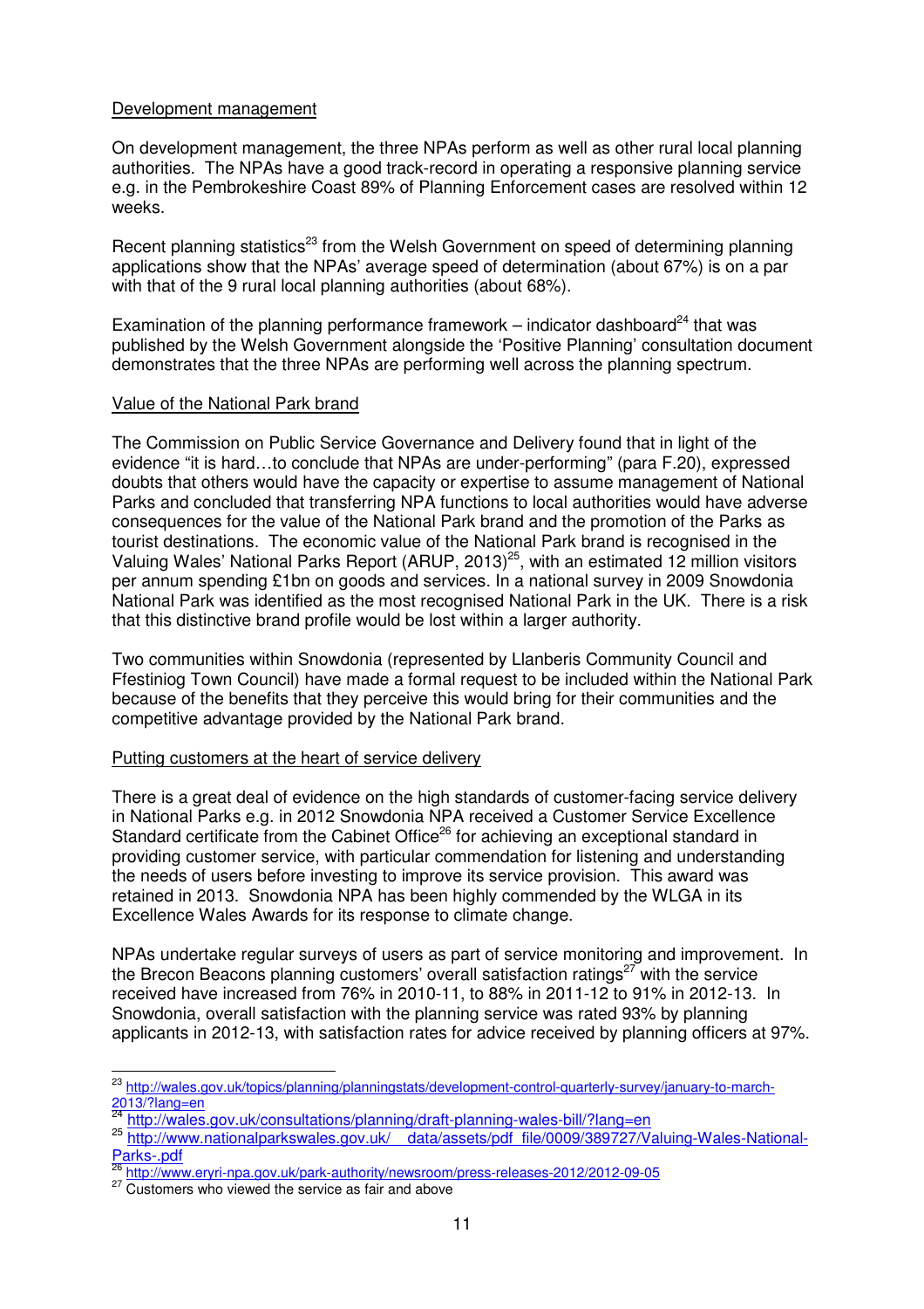Development management

On development management, the three NPAs perform as well as other rural local planning authorities. The NPAs have a good track-record in operating a responsive planning service e.g. in the Pembrokeshire Coast 89% of Planning Enforcement cases are resolved within 12 weeks.

Recent planning statistics[23] from the Welsh Government on speed of determining planning applications show that the NPAs' average speed of determination (about 67%) is on a par with that of the 9 rural local planning authorities (about 68%).

Examination of the planning performance framework – indicator dashboard[24] that was published by the Welsh Government alongside the 'Positive Planning' consultation document demonstrates that the three NPAs are performing well across the planning spectrum.

Value of the National Park brand

The Commission on Public Service Governance and Delivery found that in light of the evidence "it is hard…to conclude that NPAs are under-performing" (para F.20), expressed doubts that others would have the capacity or expertise to assume management of National Parks and concluded that transferring NPA functions to local authorities would have adverse consequences for the value of the National Park brand and the promotion of the Parks as tourist destinations. The economic value of the National Park brand is recognised in the Valuing Wales' National Parks Report (ARUP, 2013)[25], with an estimated 12 million visitors per annum spending £1bn on goods and services. In a national survey in 2009 Snowdonia National Park was identified as the most recognised National Park in the UK. There is a risk that this distinctive brand profile would be lost within a larger authority.

Two communities within Snowdonia (represented by Llanberis Community Council and Ffestiniog Town Council) have made a formal request to be included within the National Park because of the benefits that they perceive this would bring for their communities and the competitive advantage provided by the National Park brand.

Putting customers at the heart of service delivery

There is a great deal of evidence on the high standards of customer-facing service delivery in National Parks e.g. in 2012 Snowdonia NPA received a Customer Service Excellence Standard certificate from the Cabinet Office[26] for achieving an exceptional standard in providing customer service, with particular commendation for listening and understanding the needs of users before investing to improve its service provision. This award was retained in 2013. Snowdonia NPA has been highly commended by the WLGA in its Excellence Wales Awards for its response to climate change.

NPAs undertake regular surveys of users as part of service monitoring and improvement. In the Brecon Beacons planning customers' overall satisfaction ratings[27] with the service received have increased from 76% in 2010-11, to 88% in 2011-12 to 91% in 2012-13. In Snowdonia, overall satisfaction with the planning service was rated 93% by planning applicants in 2012-13, with satisfaction rates for advice received by planning officers at 97%.

---

[23] http://wales.gov.uk/topics/planning/planningstats/development-control-quarterly-survey/january-to-march-2013/?lang=en

[24] http://wales.gov.uk/consultations/planning/draft-planning-wales-bill/?lang=en

[25] http://www.nationalparkswales.gov.uk/__data/assets/pdf_file/0009/389727/Valuing-Wales-National-Parks-.pdf

[26] http://www.eryri-npa.gov.uk/park-authority/newsroom/press-releases-2012/2012-09-05

[27] Customers who viewed the service as fair and above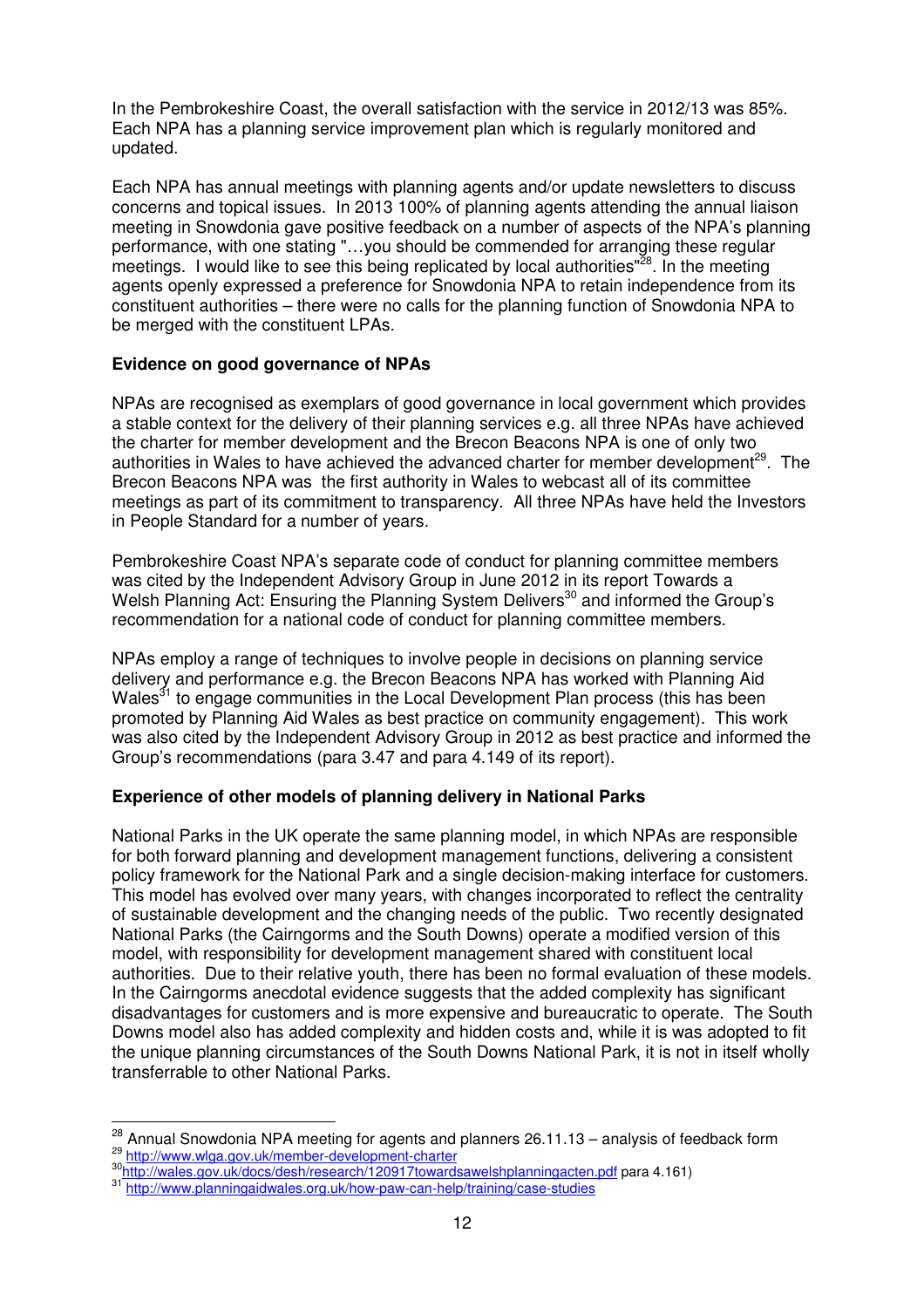In the Pembrokeshire Coast, the overall satisfaction with the service in 2012/13 was 85%. Each NPA has a planning service improvement plan which is regularly monitored and updated.

Each NPA has annual meetings with planning agents and/or update newsletters to discuss concerns and topical issues. In 2013 100% of planning agents attending the annual liaison meeting in Snowdonia gave positive feedback on a number of aspects of the NPA's planning performance, with one stating "…you should be commended for arranging these regular meetings. I would like to see this being replicated by local authorities"[28]. In the meeting agents openly expressed a preference for Snowdonia NPA to retain independence from its constituent authorities – there were no calls for the planning function of Snowdonia NPA to be merged with the constituent LPAs.

**Evidence on good governance of NPAs**

NPAs are recognised as exemplars of good governance in local government which provides a stable context for the delivery of their planning services e.g. all three NPAs have achieved the charter for member development and the Brecon Beacons NPA is one of only two authorities in Wales to have achieved the advanced charter for member development[29]. The Brecon Beacons NPA was the first authority in Wales to webcast all of its committee meetings as part of its commitment to transparency. All three NPAs have held the Investors in People Standard for a number of years.

Pembrokeshire Coast NPA's separate code of conduct for planning committee members was cited by the Independent Advisory Group in June 2012 in its report Towards a Welsh Planning Act: Ensuring the Planning System Delivers[30] and informed the Group's recommendation for a national code of conduct for planning committee members.

NPAs employ a range of techniques to involve people in decisions on planning service delivery and performance e.g. the Brecon Beacons NPA has worked with Planning Aid Wales[31] to engage communities in the Local Development Plan process (this has been promoted by Planning Aid Wales as best practice on community engagement). This work was also cited by the Independent Advisory Group in 2012 as best practice and informed the Group's recommendations (para 3.47 and para 4.149 of its report).

**Experience of other models of planning delivery in National Parks**

National Parks in the UK operate the same planning model, in which NPAs are responsible for both forward planning and development management functions, delivering a consistent policy framework for the National Park and a single decision-making interface for customers. This model has evolved over many years, with changes incorporated to reflect the centrality of sustainable development and the changing needs of the public. Two recently designated National Parks (the Cairngorms and the South Downs) operate a modified version of this model, with responsibility for development management shared with constituent local authorities. Due to their relative youth, there has been no formal evaluation of these models. In the Cairngorms anecdotal evidence suggests that the added complexity has significant disadvantages for customers and is more expensive and bureaucratic to operate. The South Downs model also has added complexity and hidden costs and, while it is was adopted to fit the unique planning circumstances of the South Downs National Park, it is not in itself wholly transferrable to other National Parks.

---

[28] Annual Snowdonia NPA meeting for agents and planners 26.11.13 – analysis of feedback form

[29] http://www.wlga.gov.uk/member-development-charter

[30] http://wales.gov.uk/docs/desh/research/120917towardsawelshplanningacten.pdf para 4.161)

[31] http://www.planningaidwales.org.uk/how-paw-can-help/training/case-studies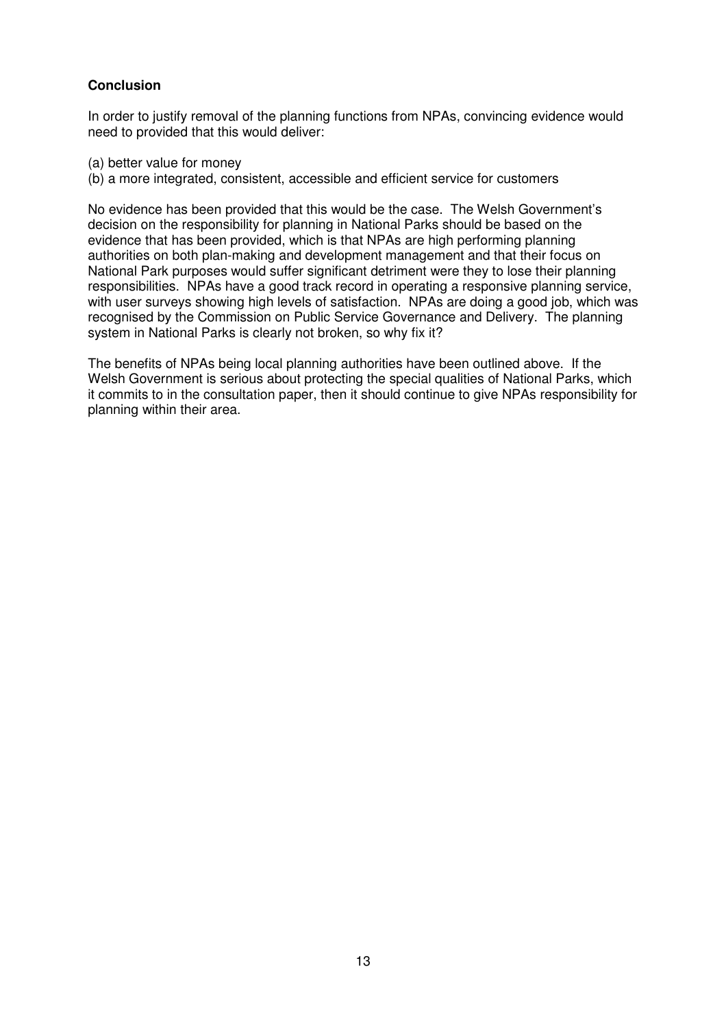**Conclusion**

In order to justify removal of the planning functions from NPAs, convincing evidence would need to provided that this would deliver:

(a) better value for money
(b) a more integrated, consistent, accessible and efficient service for customers

No evidence has been provided that this would be the case. The Welsh Government's decision on the responsibility for planning in National Parks should be based on the evidence that has been provided, which is that NPAs are high performing planning authorities on both plan-making and development management and that their focus on National Park purposes would suffer significant detriment were they to lose their planning responsibilities. NPAs have a good track record in operating a responsive planning service, with user surveys showing high levels of satisfaction. NPAs are doing a good job, which was recognised by the Commission on Public Service Governance and Delivery. The planning system in National Parks is clearly not broken, so why fix it?

The benefits of NPAs being local planning authorities have been outlined above. If the Welsh Government is serious about protecting the special qualities of National Parks, which it commits to in the consultation paper, then it should continue to give NPAs responsibility for planning within their area.